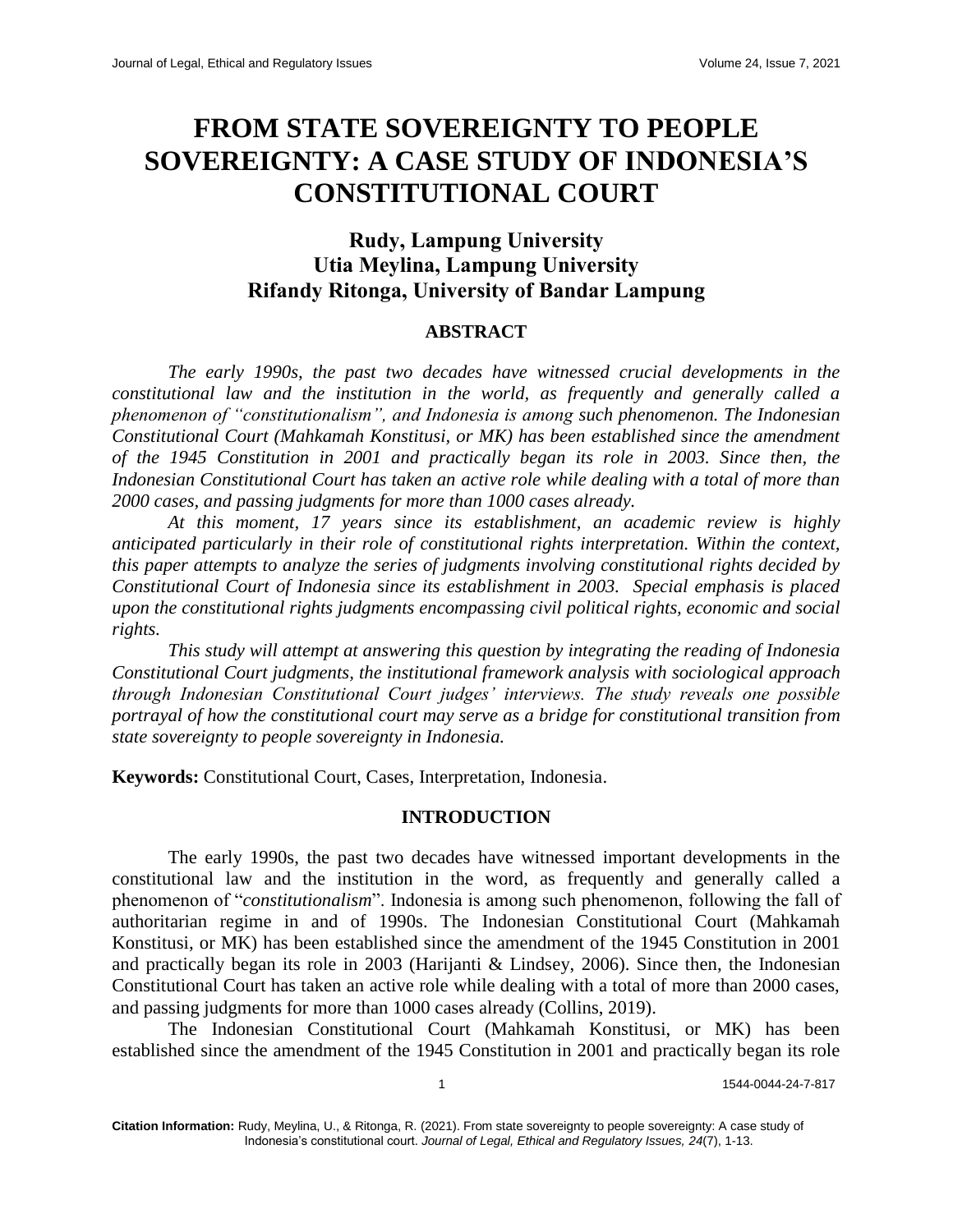# FROM STATE SOVEREIGNTY TO PEOPLE SOVEREIGNTY: A CASE STUDY OF INDONESIA'S CONSTITUTIONAL COURT

### Rudy, Lampung University
### Utia Meylina, Lampung University
### Rifandy Ritonga, University of Bandar Lampung

## ABSTRACT

*The early 1990s, the past two decades have witnessed crucial developments in the constitutional law and the institution in the world, as frequently and generally called a phenomenon of "constitutionalism", and Indonesia is among such phenomenon. The Indonesian Constitutional Court (Mahkamah Konstitusi, or MK) has been established since the amendment of the 1945 Constitution in 2001 and practically began its role in 2003. Since then, the Indonesian Constitutional Court has taken an active role while dealing with a total of more than 2000 cases, and passing judgments for more than 1000 cases already.*

*At this moment, 17 years since its establishment, an academic review is highly anticipated particularly in their role of constitutional rights interpretation. Within the context, this paper attempts to analyze the series of judgments involving constitutional rights decided by Constitutional Court of Indonesia since its establishment in 2003. Special emphasis is placed upon the constitutional rights judgments encompassing civil political rights, economic and social rights.*

*This study will attempt at answering this question by integrating the reading of Indonesia Constitutional Court judgments, the institutional framework analysis with sociological approach through Indonesian Constitutional Court judges' interviews. The study reveals one possible portrayal of how the constitutional court may serve as a bridge for constitutional transition from state sovereignty to people sovereignty in Indonesia.*

**Keywords:** Constitutional Court, Cases, Interpretation, Indonesia.

## INTRODUCTION

The early 1990s, the past two decades have witnessed important developments in the constitutional law and the institution in the word, as frequently and generally called a phenomenon of "*constitutionalism*". Indonesia is among such phenomenon, following the fall of authoritarian regime in and of 1990s. The Indonesian Constitutional Court (Mahkamah Konstitusi, or MK) has been established since the amendment of the 1945 Constitution in 2001 and practically began its role in 2003 (Harijanti & Lindsey, 2006). Since then, the Indonesian Constitutional Court has taken an active role while dealing with a total of more than 2000 cases, and passing judgments for more than 1000 cases already (Collins, 2019).

The Indonesian Constitutional Court (Mahkamah Konstitusi, or MK) has been established since the amendment of the 1945 Constitution in 2001 and practically began its role

**Citation Information:** Rudy, Meylina, U., & Ritonga, R. (2021). From state sovereignty to people sovereignty: A case study of Indonesia's constitutional court. *Journal of Legal, Ethical and Regulatory Issues, 24*(7), 1-13.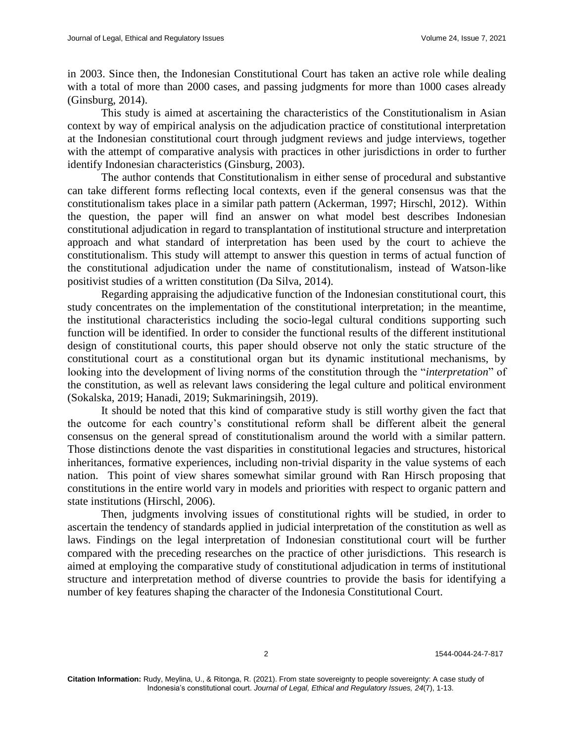in 2003. Since then, the Indonesian Constitutional Court has taken an active role while dealing with a total of more than 2000 cases, and passing judgments for more than 1000 cases already (Ginsburg, 2014).

This study is aimed at ascertaining the characteristics of the Constitutionalism in Asian context by way of empirical analysis on the adjudication practice of constitutional interpretation at the Indonesian constitutional court through judgment reviews and judge interviews, together with the attempt of comparative analysis with practices in other jurisdictions in order to further identify Indonesian characteristics (Ginsburg, 2003).

The author contends that Constitutionalism in either sense of procedural and substantive can take different forms reflecting local contexts, even if the general consensus was that the constitutionalism takes place in a similar path pattern (Ackerman, 1997; Hirschl, 2012). Within the question, the paper will find an answer on what model best describes Indonesian constitutional adjudication in regard to transplantation of institutional structure and interpretation approach and what standard of interpretation has been used by the court to achieve the constitutionalism. This study will attempt to answer this question in terms of actual function of the constitutional adjudication under the name of constitutionalism, instead of Watson-like positivist studies of a written constitution (Da Silva, 2014).

Regarding appraising the adjudicative function of the Indonesian constitutional court, this study concentrates on the implementation of the constitutional interpretation; in the meantime, the institutional characteristics including the socio-legal cultural conditions supporting such function will be identified. In order to consider the functional results of the different institutional design of constitutional courts, this paper should observe not only the static structure of the constitutional court as a constitutional organ but its dynamic institutional mechanisms, by looking into the development of living norms of the constitution through the "*interpretation*" of the constitution, as well as relevant laws considering the legal culture and political environment (Sokalska, 2019; Hanadi, 2019; Sukmariningsih, 2019).

It should be noted that this kind of comparative study is still worthy given the fact that the outcome for each country's constitutional reform shall be different albeit the general consensus on the general spread of constitutionalism around the world with a similar pattern. Those distinctions denote the vast disparities in constitutional legacies and structures, historical inheritances, formative experiences, including non-trivial disparity in the value systems of each nation. This point of view shares somewhat similar ground with Ran Hirsch proposing that constitutions in the entire world vary in models and priorities with respect to organic pattern and state institutions (Hirschl, 2006).

Then, judgments involving issues of constitutional rights will be studied, in order to ascertain the tendency of standards applied in judicial interpretation of the constitution as well as laws. Findings on the legal interpretation of Indonesian constitutional court will be further compared with the preceding researches on the practice of other jurisdictions. This research is aimed at employing the comparative study of constitutional adjudication in terms of institutional structure and interpretation method of diverse countries to provide the basis for identifying a number of key features shaping the character of the Indonesia Constitutional Court.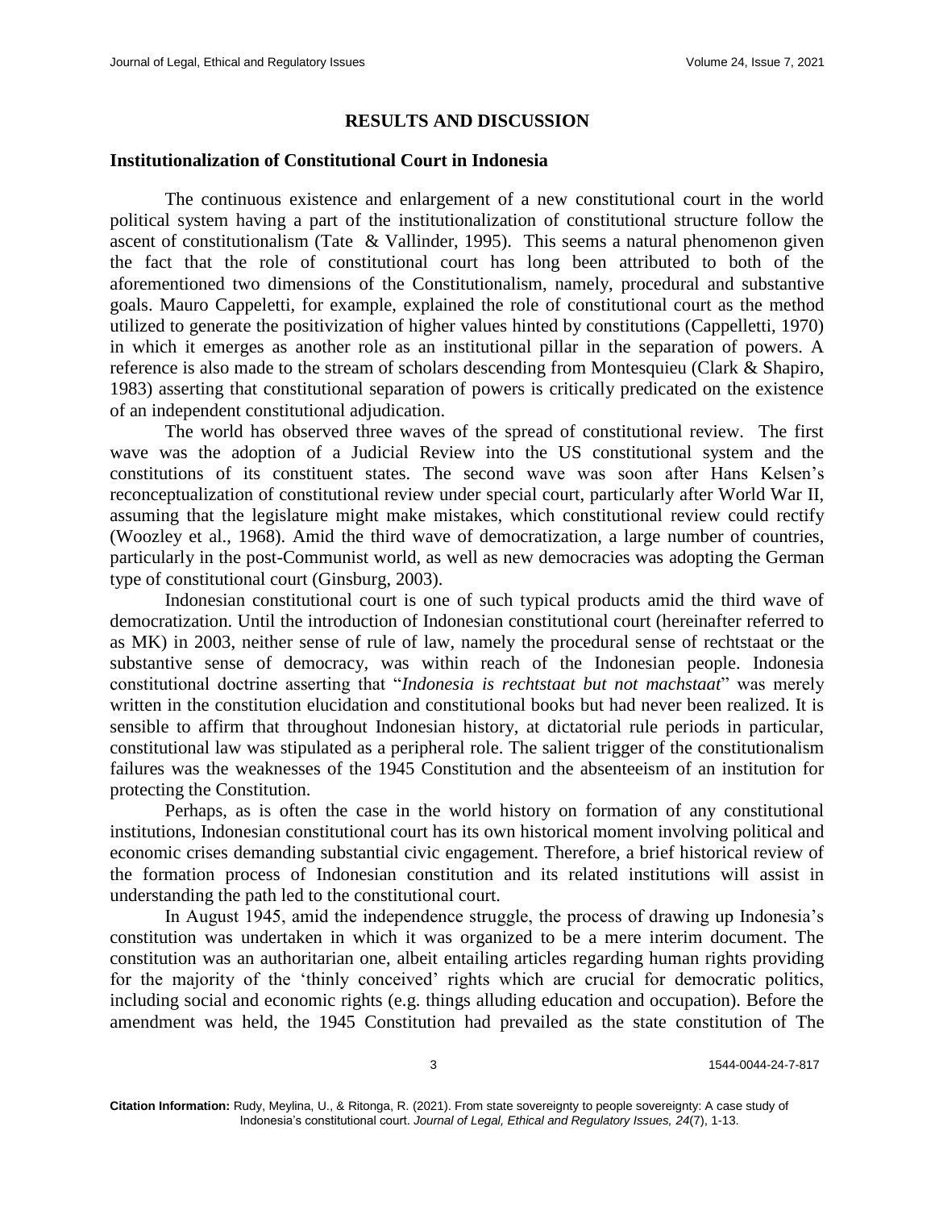## RESULTS AND DISCUSSION

### Institutionalization of Constitutional Court in Indonesia

The continuous existence and enlargement of a new constitutional court in the world political system having a part of the institutionalization of constitutional structure follow the ascent of constitutionalism (Tate & Vallinder, 1995). This seems a natural phenomenon given the fact that the role of constitutional court has long been attributed to both of the aforementioned two dimensions of the Constitutionalism, namely, procedural and substantive goals. Mauro Cappeletti, for example, explained the role of constitutional court as the method utilized to generate the positivization of higher values hinted by constitutions (Cappelletti, 1970) in which it emerges as another role as an institutional pillar in the separation of powers. A reference is also made to the stream of scholars descending from Montesquieu (Clark & Shapiro, 1983) asserting that constitutional separation of powers is critically predicated on the existence of an independent constitutional adjudication.

The world has observed three waves of the spread of constitutional review. The first wave was the adoption of a Judicial Review into the US constitutional system and the constitutions of its constituent states. The second wave was soon after Hans Kelsen's reconceptualization of constitutional review under special court, particularly after World War II, assuming that the legislature might make mistakes, which constitutional review could rectify (Woozley et al., 1968). Amid the third wave of democratization, a large number of countries, particularly in the post-Communist world, as well as new democracies was adopting the German type of constitutional court (Ginsburg, 2003).

Indonesian constitutional court is one of such typical products amid the third wave of democratization. Until the introduction of Indonesian constitutional court (hereinafter referred to as MK) in 2003, neither sense of rule of law, namely the procedural sense of rechtstaat or the substantive sense of democracy, was within reach of the Indonesian people. Indonesia constitutional doctrine asserting that "*Indonesia is rechtstaat but not machstaat*" was merely written in the constitution elucidation and constitutional books but had never been realized. It is sensible to affirm that throughout Indonesian history, at dictatorial rule periods in particular, constitutional law was stipulated as a peripheral role. The salient trigger of the constitutionalism failures was the weaknesses of the 1945 Constitution and the absenteeism of an institution for protecting the Constitution.

Perhaps, as is often the case in the world history on formation of any constitutional institutions, Indonesian constitutional court has its own historical moment involving political and economic crises demanding substantial civic engagement. Therefore, a brief historical review of the formation process of Indonesian constitution and its related institutions will assist in understanding the path led to the constitutional court.

In August 1945, amid the independence struggle, the process of drawing up Indonesia's constitution was undertaken in which it was organized to be a mere interim document. The constitution was an authoritarian one, albeit entailing articles regarding human rights providing for the majority of the 'thinly conceived' rights which are crucial for democratic politics, including social and economic rights (e.g. things alluding education and occupation). Before the amendment was held, the 1945 Constitution had prevailed as the state constitution of The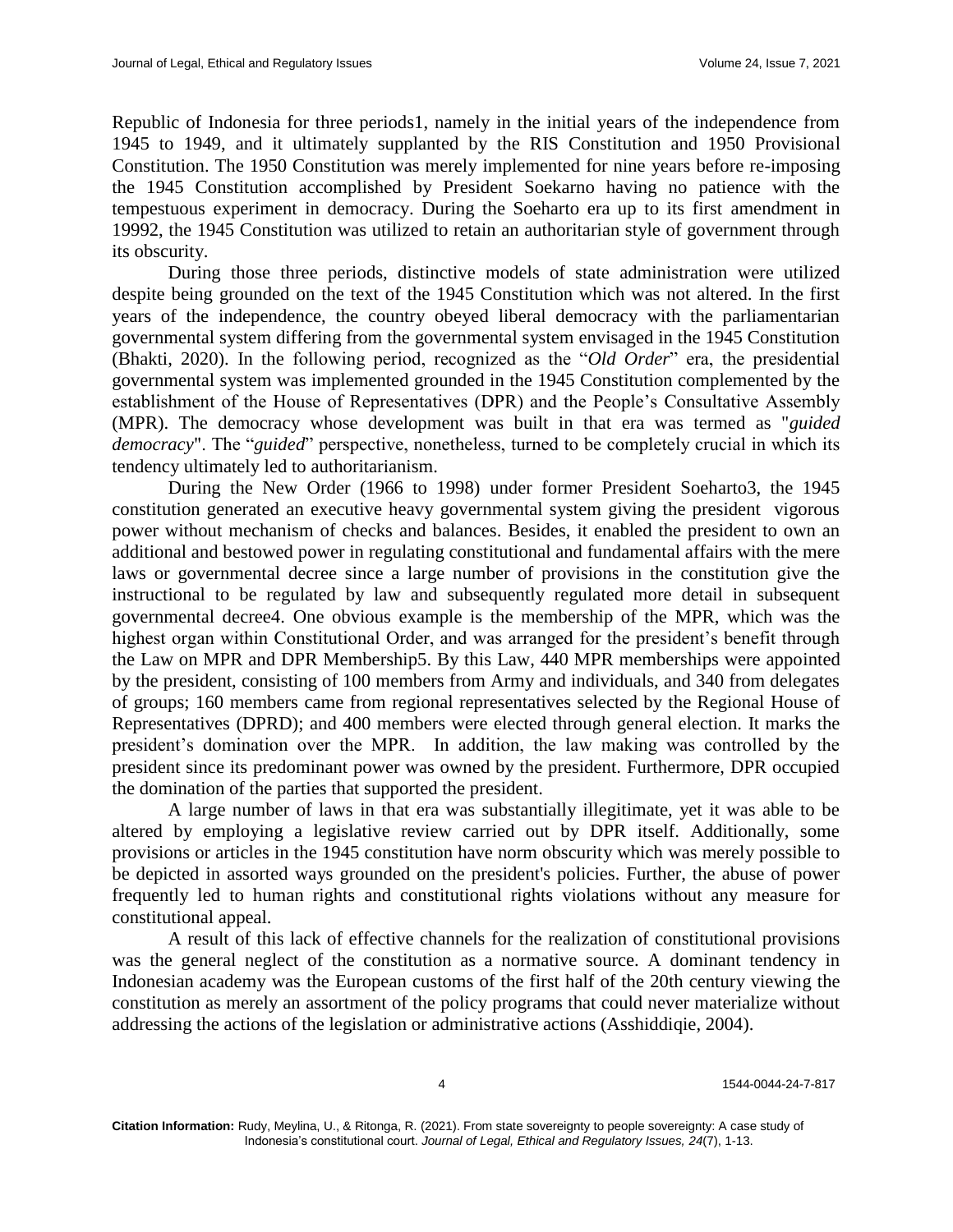Republic of Indonesia for three periods[1], namely in the initial years of the independence from 1945 to 1949, and it ultimately supplanted by the RIS Constitution and 1950 Provisional Constitution. The 1950 Constitution was merely implemented for nine years before re-imposing the 1945 Constitution accomplished by President Soekarno having no patience with the tempestuous experiment in democracy. During the Soeharto era up to its first amendment in 1999[2], the 1945 Constitution was utilized to retain an authoritarian style of government through its obscurity.

During those three periods, distinctive models of state administration were utilized despite being grounded on the text of the 1945 Constitution which was not altered. In the first years of the independence, the country obeyed liberal democracy with the parliamentarian governmental system differing from the governmental system envisaged in the 1945 Constitution (Bhakti, 2020). In the following period, recognized as the "*Old Order*" era, the presidential governmental system was implemented grounded in the 1945 Constitution complemented by the establishment of the House of Representatives (DPR) and the People's Consultative Assembly (MPR). The democracy whose development was built in that era was termed as "*guided democracy*". The "*guided*" perspective, nonetheless, turned to be completely crucial in which its tendency ultimately led to authoritarianism.

During the New Order (1966 to 1998) under former President Soeharto[3], the 1945 constitution generated an executive heavy governmental system giving the president vigorous power without mechanism of checks and balances. Besides, it enabled the president to own an additional and bestowed power in regulating constitutional and fundamental affairs with the mere laws or governmental decree since a large number of provisions in the constitution give the instructional to be regulated by law and subsequently regulated more detail in subsequent governmental decree[4]. One obvious example is the membership of the MPR, which was the highest organ within Constitutional Order, and was arranged for the president's benefit through the Law on MPR and DPR Membership[5]. By this Law, 440 MPR memberships were appointed by the president, consisting of 100 members from Army and individuals, and 340 from delegates of groups; 160 members came from regional representatives selected by the Regional House of Representatives (DPRD); and 400 members were elected through general election. It marks the president's domination over the MPR. In addition, the law making was controlled by the president since its predominant power was owned by the president. Furthermore, DPR occupied the domination of the parties that supported the president.

A large number of laws in that era was substantially illegitimate, yet it was able to be altered by employing a legislative review carried out by DPR itself. Additionally, some provisions or articles in the 1945 constitution have norm obscurity which was merely possible to be depicted in assorted ways grounded on the president's policies. Further, the abuse of power frequently led to human rights and constitutional rights violations without any measure for constitutional appeal.

A result of this lack of effective channels for the realization of constitutional provisions was the general neglect of the constitution as a normative source. A dominant tendency in Indonesian academy was the European customs of the first half of the 20th century viewing the constitution as merely an assortment of the policy programs that could never materialize without addressing the actions of the legislation or administrative actions (Asshiddiqie, 2004).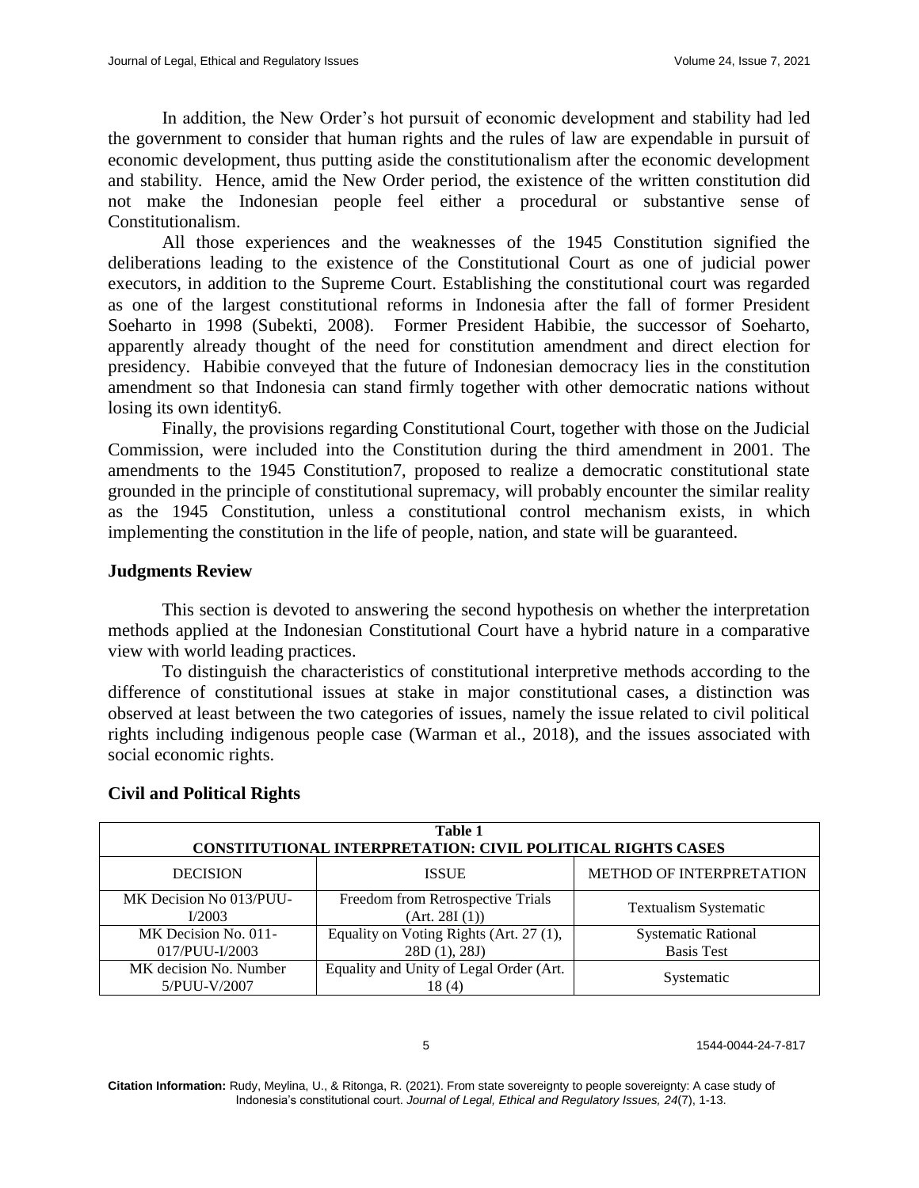In addition, the New Order's hot pursuit of economic development and stability had led the government to consider that human rights and the rules of law are expendable in pursuit of economic development, thus putting aside the constitutionalism after the economic development and stability. Hence, amid the New Order period, the existence of the written constitution did not make the Indonesian people feel either a procedural or substantive sense of Constitutionalism.

All those experiences and the weaknesses of the 1945 Constitution signified the deliberations leading to the existence of the Constitutional Court as one of judicial power executors, in addition to the Supreme Court. Establishing the constitutional court was regarded as one of the largest constitutional reforms in Indonesia after the fall of former President Soeharto in 1998 (Subekti, 2008). Former President Habibie, the successor of Soeharto, apparently already thought of the need for constitution amendment and direct election for presidency. Habibie conveyed that the future of Indonesian democracy lies in the constitution amendment so that Indonesia can stand firmly together with other democratic nations without losing its own identity6.

Finally, the provisions regarding Constitutional Court, together with those on the Judicial Commission, were included into the Constitution during the third amendment in 2001. The amendments to the 1945 Constitution7, proposed to realize a democratic constitutional state grounded in the principle of constitutional supremacy, will probably encounter the similar reality as the 1945 Constitution, unless a constitutional control mechanism exists, in which implementing the constitution in the life of people, nation, and state will be guaranteed.

## Judgments Review

This section is devoted to answering the second hypothesis on whether the interpretation methods applied at the Indonesian Constitutional Court have a hybrid nature in a comparative view with world leading practices.

To distinguish the characteristics of constitutional interpretive methods according to the difference of constitutional issues at stake in major constitutional cases, a distinction was observed at least between the two categories of issues, namely the issue related to civil political rights including indigenous people case (Warman et al., 2018), and the issues associated with social economic rights.

## Civil and Political Rights

**Table 1**
**CONSTITUTIONAL INTERPRETATION: CIVIL POLITICAL RIGHTS CASES**

| DECISION | ISSUE | METHOD OF INTERPRETATION |
|---|---|---|
| MK Decision No 013/PUU-I/2003 | Freedom from Retrospective Trials (Art. 28I (1)) | Textualism Systematic |
| MK Decision No. 011-017/PUU-I/2003 | Equality on Voting Rights (Art. 27 (1), 28D (1), 28J) | Systematic Rational Basis Test |
| MK decision No. Number 5/PUU-V/2007 | Equality and Unity of Legal Order (Art. 18 (4) | Systematic |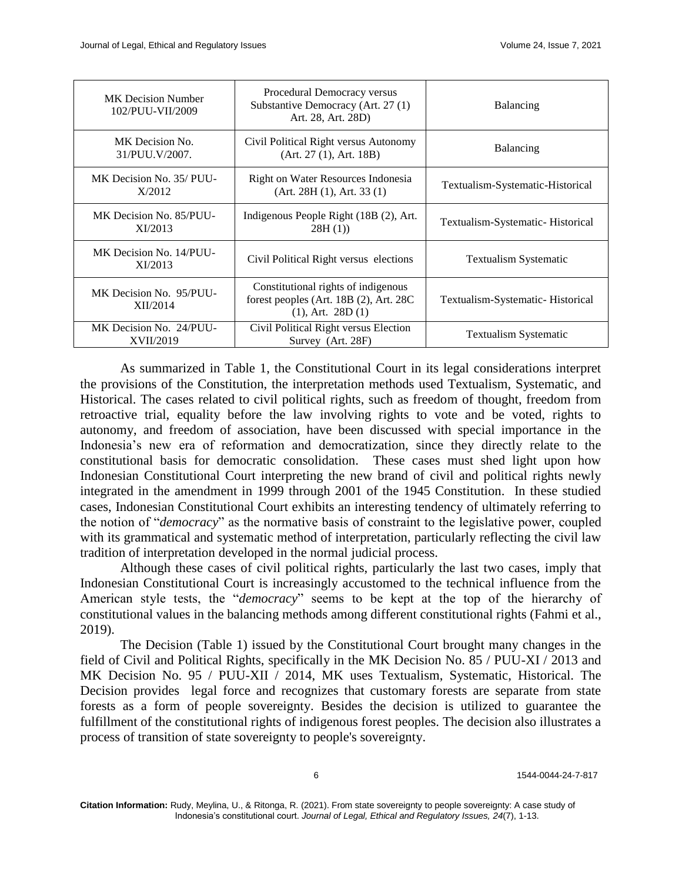| MK Decision Number 102/PUU-VII/2009 | Procedural Democracy versus Substantive Democracy (Art. 27 (1) Art. 28, Art. 28D) | Balancing |
|---|---|---|
| MK Decision No. 31/PUU.V/2007. | Civil Political Right versus Autonomy (Art. 27 (1), Art. 18B) | Balancing |
| MK Decision No. 35/ PUU-X/2012 | Right on Water Resources Indonesia (Art. 28H (1), Art. 33 (1) | Textualism-Systematic-Historical |
| MK Decision No. 85/PUU-XI/2013 | Indigenous People Right (18B (2), Art. 28H (1)) | Textualism-Systematic- Historical |
| MK Decision No. 14/PUU-XI/2013 | Civil Political Right versus elections | Textualism Systematic |
| MK Decision No. 95/PUU-XII/2014 | Constitutional rights of indigenous forest peoples (Art. 18B (2), Art. 28C (1), Art. 28D (1) | Textualism-Systematic- Historical |
| MK Decision No. 24/PUU-XVII/2019 | Civil Political Right versus Election Survey (Art. 28F) | Textualism Systematic |

As summarized in Table 1, the Constitutional Court in its legal considerations interpret the provisions of the Constitution, the interpretation methods used Textualism, Systematic, and Historical. The cases related to civil political rights, such as freedom of thought, freedom from retroactive trial, equality before the law involving rights to vote and be voted, rights to autonomy, and freedom of association, have been discussed with special importance in the Indonesia's new era of reformation and democratization, since they directly relate to the constitutional basis for democratic consolidation. These cases must shed light upon how Indonesian Constitutional Court interpreting the new brand of civil and political rights newly integrated in the amendment in 1999 through 2001 of the 1945 Constitution. In these studied cases, Indonesian Constitutional Court exhibits an interesting tendency of ultimately referring to the notion of "*democracy*" as the normative basis of constraint to the legislative power, coupled with its grammatical and systematic method of interpretation, particularly reflecting the civil law tradition of interpretation developed in the normal judicial process.

Although these cases of civil political rights, particularly the last two cases, imply that Indonesian Constitutional Court is increasingly accustomed to the technical influence from the American style tests, the "*democracy*" seems to be kept at the top of the hierarchy of constitutional values in the balancing methods among different constitutional rights (Fahmi et al., 2019).

The Decision (Table 1) issued by the Constitutional Court brought many changes in the field of Civil and Political Rights, specifically in the MK Decision No. 85 / PUU-XI / 2013 and MK Decision No. 95 / PUU-XII / 2014, MK uses Textualism, Systematic, Historical. The Decision provides legal force and recognizes that customary forests are separate from state forests as a form of people sovereignty. Besides the decision is utilized to guarantee the fulfillment of the constitutional rights of indigenous forest peoples. The decision also illustrates a process of transition of state sovereignty to people's sovereignty.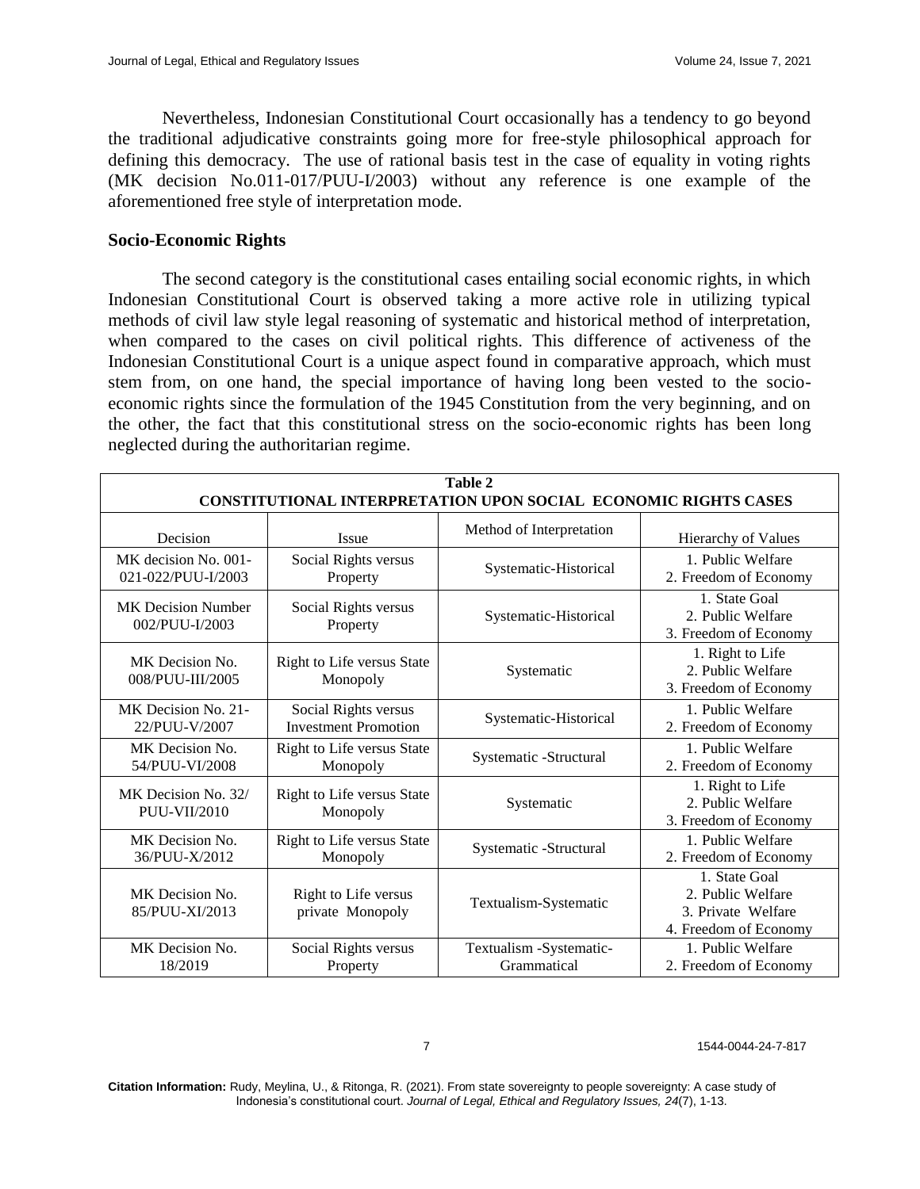Nevertheless, Indonesian Constitutional Court occasionally has a tendency to go beyond the traditional adjudicative constraints going more for free-style philosophical approach for defining this democracy. The use of rational basis test in the case of equality in voting rights (MK decision No.011-017/PUU-I/2003) without any reference is one example of the aforementioned free style of interpretation mode.

### Socio-Economic Rights

The second category is the constitutional cases entailing social economic rights, in which Indonesian Constitutional Court is observed taking a more active role in utilizing typical methods of civil law style legal reasoning of systematic and historical method of interpretation, when compared to the cases on civil political rights. This difference of activeness of the Indonesian Constitutional Court is a unique aspect found in comparative approach, which must stem from, on one hand, the special importance of having long been vested to the socio-economic rights since the formulation of the 1945 Constitution from the very beginning, and on the other, the fact that this constitutional stress on the socio-economic rights has been long neglected during the authoritarian regime.

**Table 2**
**CONSTITUTIONAL INTERPRETATION UPON SOCIAL ECONOMIC RIGHTS CASES**

| Decision | Issue | Method of Interpretation | Hierarchy of Values |
|---|---|---|---|
| MK decision No. 001-021-022/PUU-I/2003 | Social Rights versus Property | Systematic-Historical | 1. Public Welfare<br>2. Freedom of Economy |
| MK Decision Number 002/PUU-I/2003 | Social Rights versus Property | Systematic-Historical | 1. State Goal<br>2. Public Welfare<br>3. Freedom of Economy |
| MK Decision No. 008/PUU-III/2005 | Right to Life versus State Monopoly | Systematic | 1. Right to Life<br>2. Public Welfare<br>3. Freedom of Economy |
| MK Decision No. 21-22/PUU-V/2007 | Social Rights versus Investment Promotion | Systematic-Historical | 1. Public Welfare<br>2. Freedom of Economy |
| MK Decision No. 54/PUU-VI/2008 | Right to Life versus State Monopoly | Systematic -Structural | 1. Public Welfare<br>2. Freedom of Economy |
| MK Decision No. 32/ PUU-VII/2010 | Right to Life versus State Monopoly | Systematic | 1. Right to Life<br>2. Public Welfare<br>3. Freedom of Economy |
| MK Decision No. 36/PUU-X/2012 | Right to Life versus State Monopoly | Systematic -Structural | 1. Public Welfare<br>2. Freedom of Economy |
| MK Decision No. 85/PUU-XI/2013 | Right to Life versus private Monopoly | Textualism-Systematic | 1. State Goal<br>2. Public Welfare<br>3. Private Welfare<br>4. Freedom of Economy |
| MK Decision No. 18/2019 | Social Rights versus Property | Textualism -Systematic-Grammatical | 1. Public Welfare<br>2. Freedom of Economy |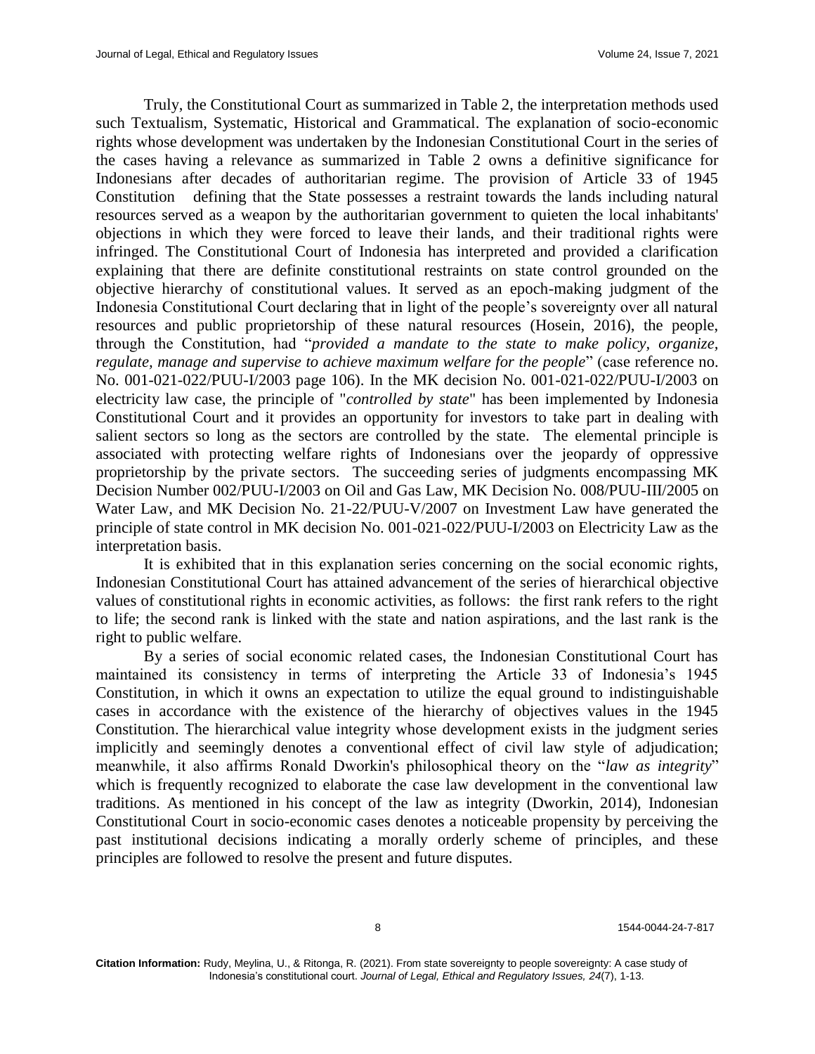Truly, the Constitutional Court as summarized in Table 2, the interpretation methods used such Textualism, Systematic, Historical and Grammatical. The explanation of socio-economic rights whose development was undertaken by the Indonesian Constitutional Court in the series of the cases having a relevance as summarized in Table 2 owns a definitive significance for Indonesians after decades of authoritarian regime. The provision of Article 33 of 1945 Constitution defining that the State possesses a restraint towards the lands including natural resources served as a weapon by the authoritarian government to quieten the local inhabitants' objections in which they were forced to leave their lands, and their traditional rights were infringed. The Constitutional Court of Indonesia has interpreted and provided a clarification explaining that there are definite constitutional restraints on state control grounded on the objective hierarchy of constitutional values. It served as an epoch-making judgment of the Indonesia Constitutional Court declaring that in light of the people's sovereignty over all natural resources and public proprietorship of these natural resources (Hosein, 2016), the people, through the Constitution, had "*provided a mandate to the state to make policy, organize, regulate, manage and supervise to achieve maximum welfare for the people*" (case reference no. No. 001-021-022/PUU-I/2003 page 106). In the MK decision No. 001-021-022/PUU-I/2003 on electricity law case, the principle of "*controlled by state*" has been implemented by Indonesia Constitutional Court and it provides an opportunity for investors to take part in dealing with salient sectors so long as the sectors are controlled by the state. The elemental principle is associated with protecting welfare rights of Indonesians over the jeopardy of oppressive proprietorship by the private sectors. The succeeding series of judgments encompassing MK Decision Number 002/PUU-I/2003 on Oil and Gas Law, MK Decision No. 008/PUU-III/2005 on Water Law, and MK Decision No. 21-22/PUU-V/2007 on Investment Law have generated the principle of state control in MK decision No. 001-021-022/PUU-I/2003 on Electricity Law as the interpretation basis.

It is exhibited that in this explanation series concerning on the social economic rights, Indonesian Constitutional Court has attained advancement of the series of hierarchical objective values of constitutional rights in economic activities, as follows: the first rank refers to the right to life; the second rank is linked with the state and nation aspirations, and the last rank is the right to public welfare.

By a series of social economic related cases, the Indonesian Constitutional Court has maintained its consistency in terms of interpreting the Article 33 of Indonesia's 1945 Constitution, in which it owns an expectation to utilize the equal ground to indistinguishable cases in accordance with the existence of the hierarchy of objectives values in the 1945 Constitution. The hierarchical value integrity whose development exists in the judgment series implicitly and seemingly denotes a conventional effect of civil law style of adjudication; meanwhile, it also affirms Ronald Dworkin's philosophical theory on the "*law as integrity*" which is frequently recognized to elaborate the case law development in the conventional law traditions. As mentioned in his concept of the law as integrity (Dworkin, 2014), Indonesian Constitutional Court in socio-economic cases denotes a noticeable propensity by perceiving the past institutional decisions indicating a morally orderly scheme of principles, and these principles are followed to resolve the present and future disputes.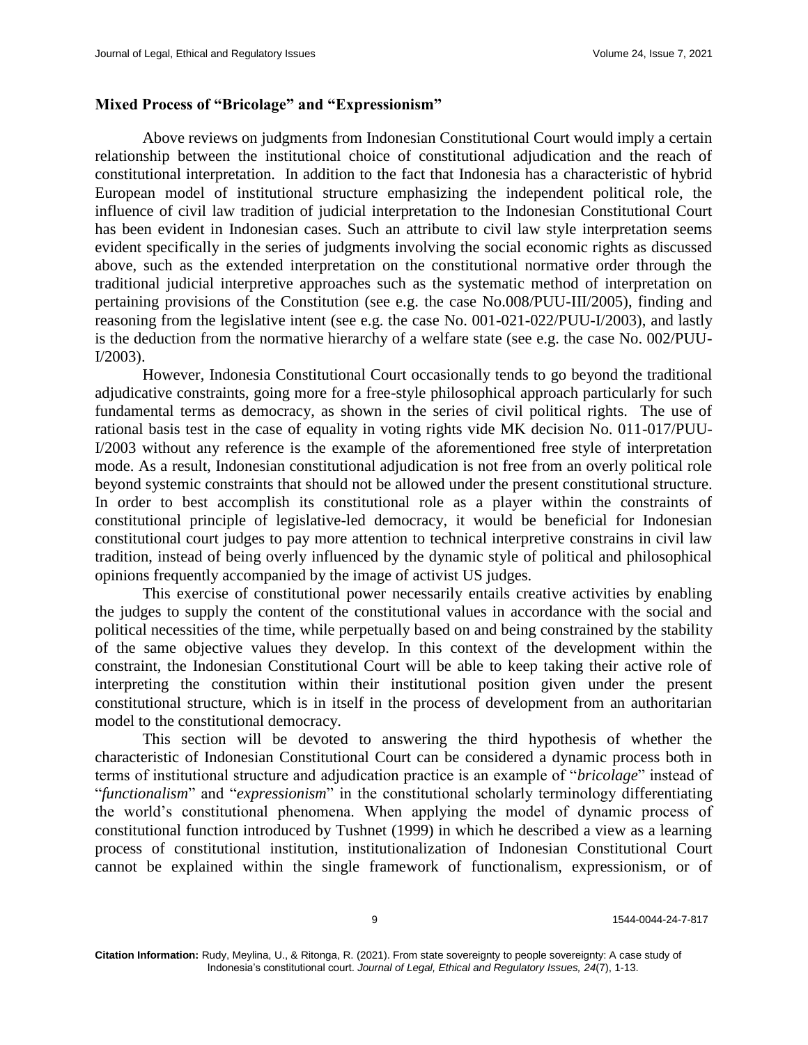## Mixed Process of "Bricolage" and "Expressionism"

Above reviews on judgments from Indonesian Constitutional Court would imply a certain relationship between the institutional choice of constitutional adjudication and the reach of constitutional interpretation. In addition to the fact that Indonesia has a characteristic of hybrid European model of institutional structure emphasizing the independent political role, the influence of civil law tradition of judicial interpretation to the Indonesian Constitutional Court has been evident in Indonesian cases. Such an attribute to civil law style interpretation seems evident specifically in the series of judgments involving the social economic rights as discussed above, such as the extended interpretation on the constitutional normative order through the traditional judicial interpretive approaches such as the systematic method of interpretation on pertaining provisions of the Constitution (see e.g. the case No.008/PUU-III/2005), finding and reasoning from the legislative intent (see e.g. the case No. 001-021-022/PUU-I/2003), and lastly is the deduction from the normative hierarchy of a welfare state (see e.g. the case No. 002/PUU-I/2003).

However, Indonesia Constitutional Court occasionally tends to go beyond the traditional adjudicative constraints, going more for a free-style philosophical approach particularly for such fundamental terms as democracy, as shown in the series of civil political rights. The use of rational basis test in the case of equality in voting rights vide MK decision No. 011-017/PUU-I/2003 without any reference is the example of the aforementioned free style of interpretation mode. As a result, Indonesian constitutional adjudication is not free from an overly political role beyond systemic constraints that should not be allowed under the present constitutional structure. In order to best accomplish its constitutional role as a player within the constraints of constitutional principle of legislative-led democracy, it would be beneficial for Indonesian constitutional court judges to pay more attention to technical interpretive constrains in civil law tradition, instead of being overly influenced by the dynamic style of political and philosophical opinions frequently accompanied by the image of activist US judges.

This exercise of constitutional power necessarily entails creative activities by enabling the judges to supply the content of the constitutional values in accordance with the social and political necessities of the time, while perpetually based on and being constrained by the stability of the same objective values they develop. In this context of the development within the constraint, the Indonesian Constitutional Court will be able to keep taking their active role of interpreting the constitution within their institutional position given under the present constitutional structure, which is in itself in the process of development from an authoritarian model to the constitutional democracy.

This section will be devoted to answering the third hypothesis of whether the characteristic of Indonesian Constitutional Court can be considered a dynamic process both in terms of institutional structure and adjudication practice is an example of "*bricolage*" instead of "*functionalism*" and "*expressionism*" in the constitutional scholarly terminology differentiating the world's constitutional phenomena. When applying the model of dynamic process of constitutional function introduced by Tushnet (1999) in which he described a view as a learning process of constitutional institution, institutionalization of Indonesian Constitutional Court cannot be explained within the single framework of functionalism, expressionism, or of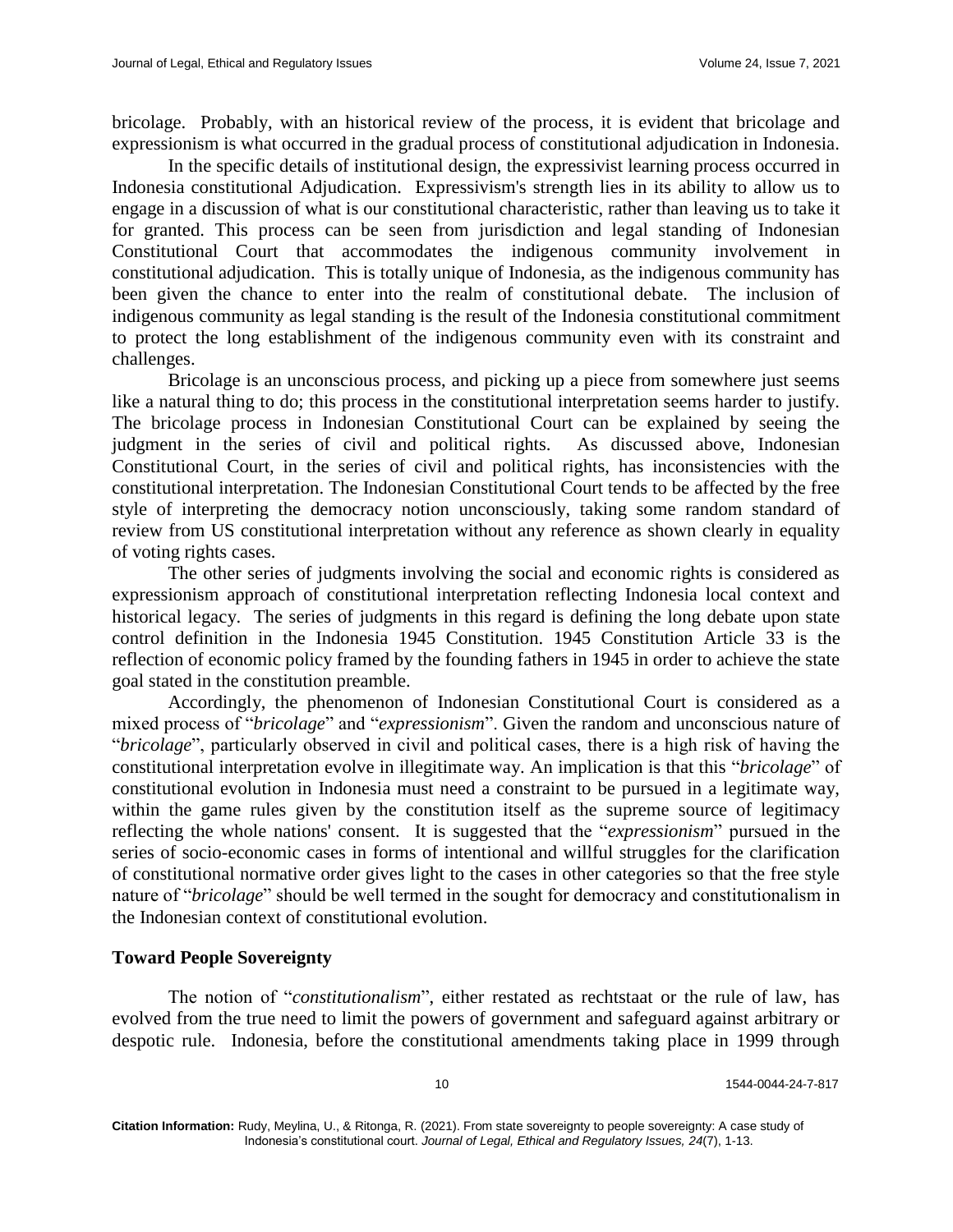bricolage. Probably, with an historical review of the process, it is evident that bricolage and expressionism is what occurred in the gradual process of constitutional adjudication in Indonesia.

In the specific details of institutional design, the expressivist learning process occurred in Indonesia constitutional Adjudication. Expressivism's strength lies in its ability to allow us to engage in a discussion of what is our constitutional characteristic, rather than leaving us to take it for granted. This process can be seen from jurisdiction and legal standing of Indonesian Constitutional Court that accommodates the indigenous community involvement in constitutional adjudication. This is totally unique of Indonesia, as the indigenous community has been given the chance to enter into the realm of constitutional debate. The inclusion of indigenous community as legal standing is the result of the Indonesia constitutional commitment to protect the long establishment of the indigenous community even with its constraint and challenges.

Bricolage is an unconscious process, and picking up a piece from somewhere just seems like a natural thing to do; this process in the constitutional interpretation seems harder to justify. The bricolage process in Indonesian Constitutional Court can be explained by seeing the judgment in the series of civil and political rights. As discussed above, Indonesian Constitutional Court, in the series of civil and political rights, has inconsistencies with the constitutional interpretation. The Indonesian Constitutional Court tends to be affected by the free style of interpreting the democracy notion unconsciously, taking some random standard of review from US constitutional interpretation without any reference as shown clearly in equality of voting rights cases.

The other series of judgments involving the social and economic rights is considered as expressionism approach of constitutional interpretation reflecting Indonesia local context and historical legacy. The series of judgments in this regard is defining the long debate upon state control definition in the Indonesia 1945 Constitution. 1945 Constitution Article 33 is the reflection of economic policy framed by the founding fathers in 1945 in order to achieve the state goal stated in the constitution preamble.

Accordingly, the phenomenon of Indonesian Constitutional Court is considered as a mixed process of "*bricolage*" and "*expressionism*". Given the random and unconscious nature of "*bricolage*", particularly observed in civil and political cases, there is a high risk of having the constitutional interpretation evolve in illegitimate way. An implication is that this "*bricolage*" of constitutional evolution in Indonesia must need a constraint to be pursued in a legitimate way, within the game rules given by the constitution itself as the supreme source of legitimacy reflecting the whole nations' consent. It is suggested that the "*expressionism*" pursued in the series of socio-economic cases in forms of intentional and willful struggles for the clarification of constitutional normative order gives light to the cases in other categories so that the free style nature of "*bricolage*" should be well termed in the sought for democracy and constitutionalism in the Indonesian context of constitutional evolution.

## Toward People Sovereignty

The notion of "*constitutionalism*", either restated as rechtstaat or the rule of law, has evolved from the true need to limit the powers of government and safeguard against arbitrary or despotic rule. Indonesia, before the constitutional amendments taking place in 1999 through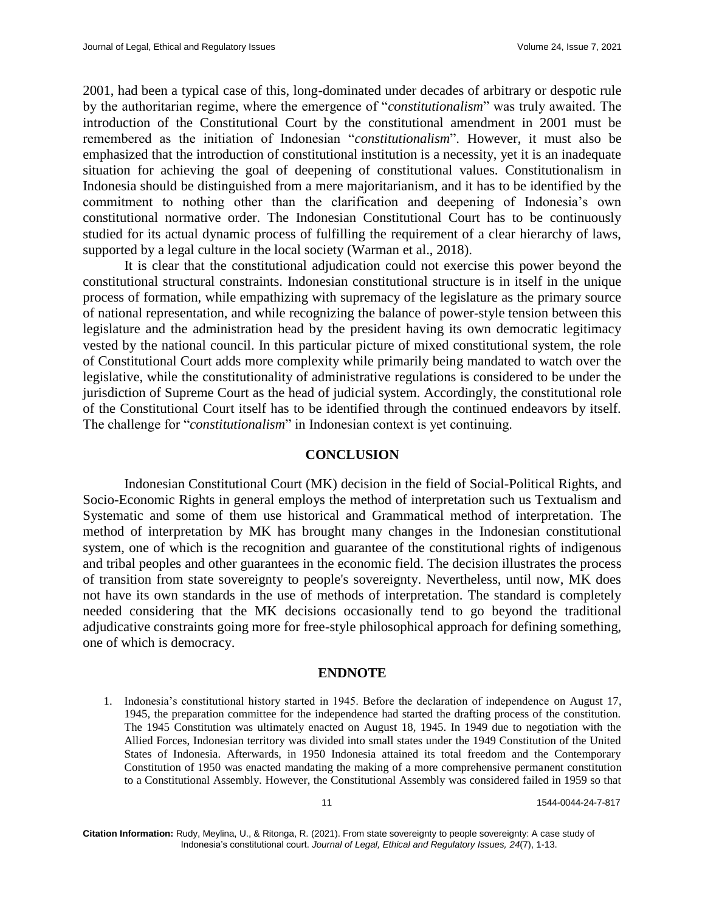2001, had been a typical case of this, long-dominated under decades of arbitrary or despotic rule by the authoritarian regime, where the emergence of "*constitutionalism*" was truly awaited. The introduction of the Constitutional Court by the constitutional amendment in 2001 must be remembered as the initiation of Indonesian "*constitutionalism*". However, it must also be emphasized that the introduction of constitutional institution is a necessity, yet it is an inadequate situation for achieving the goal of deepening of constitutional values. Constitutionalism in Indonesia should be distinguished from a mere majoritarianism, and it has to be identified by the commitment to nothing other than the clarification and deepening of Indonesia's own constitutional normative order. The Indonesian Constitutional Court has to be continuously studied for its actual dynamic process of fulfilling the requirement of a clear hierarchy of laws, supported by a legal culture in the local society (Warman et al., 2018).

It is clear that the constitutional adjudication could not exercise this power beyond the constitutional structural constraints. Indonesian constitutional structure is in itself in the unique process of formation, while empathizing with supremacy of the legislature as the primary source of national representation, and while recognizing the balance of power-style tension between this legislature and the administration head by the president having its own democratic legitimacy vested by the national council. In this particular picture of mixed constitutional system, the role of Constitutional Court adds more complexity while primarily being mandated to watch over the legislative, while the constitutionality of administrative regulations is considered to be under the jurisdiction of Supreme Court as the head of judicial system. Accordingly, the constitutional role of the Constitutional Court itself has to be identified through the continued endeavors by itself. The challenge for "*constitutionalism*" in Indonesian context is yet continuing.

## CONCLUSION

Indonesian Constitutional Court (MK) decision in the field of Social-Political Rights, and Socio-Economic Rights in general employs the method of interpretation such us Textualism and Systematic and some of them use historical and Grammatical method of interpretation. The method of interpretation by MK has brought many changes in the Indonesian constitutional system, one of which is the recognition and guarantee of the constitutional rights of indigenous and tribal peoples and other guarantees in the economic field. The decision illustrates the process of transition from state sovereignty to people's sovereignty. Nevertheless, until now, MK does not have its own standards in the use of methods of interpretation. The standard is completely needed considering that the MK decisions occasionally tend to go beyond the traditional adjudicative constraints going more for free-style philosophical approach for defining something, one of which is democracy.

## ENDNOTE

1. Indonesia's constitutional history started in 1945. Before the declaration of independence on August 17, 1945, the preparation committee for the independence had started the drafting process of the constitution. The 1945 Constitution was ultimately enacted on August 18, 1945. In 1949 due to negotiation with the Allied Forces, Indonesian territory was divided into small states under the 1949 Constitution of the United States of Indonesia. Afterwards, in 1950 Indonesia attained its total freedom and the Contemporary Constitution of 1950 was enacted mandating the making of a more comprehensive permanent constitution to a Constitutional Assembly. However, the Constitutional Assembly was considered failed in 1959 so that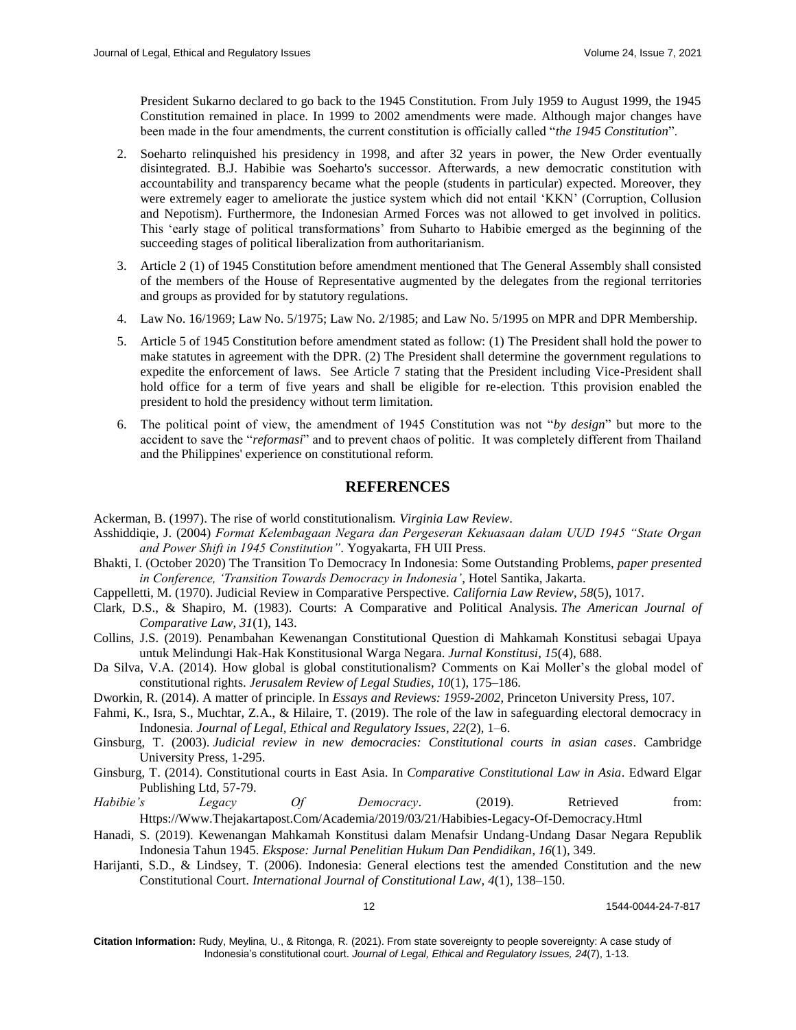President Sukarno declared to go back to the 1945 Constitution. From July 1959 to August 1999, the 1945 Constitution remained in place. In 1999 to 2002 amendments were made. Although major changes have been made in the four amendments, the current constitution is officially called "*the 1945 Constitution*".

2. Soeharto relinquished his presidency in 1998, and after 32 years in power, the New Order eventually disintegrated. B.J. Habibie was Soeharto's successor. Afterwards, a new democratic constitution with accountability and transparency became what the people (students in particular) expected. Moreover, they were extremely eager to ameliorate the justice system which did not entail 'KKN' (Corruption, Collusion and Nepotism). Furthermore, the Indonesian Armed Forces was not allowed to get involved in politics. This 'early stage of political transformations' from Suharto to Habibie emerged as the beginning of the succeeding stages of political liberalization from authoritarianism.
3. Article 2 (1) of 1945 Constitution before amendment mentioned that The General Assembly shall consisted of the members of the House of Representative augmented by the delegates from the regional territories and groups as provided for by statutory regulations.
4. Law No. 16/1969; Law No. 5/1975; Law No. 2/1985; and Law No. 5/1995 on MPR and DPR Membership.
5. Article 5 of 1945 Constitution before amendment stated as follow: (1) The President shall hold the power to make statutes in agreement with the DPR. (2) The President shall determine the government regulations to expedite the enforcement of laws. See Article 7 stating that the President including Vice-President shall hold office for a term of five years and shall be eligible for re-election. Tthis provision enabled the president to hold the presidency without term limitation.
6. The political point of view, the amendment of 1945 Constitution was not "*by design*" but more to the accident to save the "*reformasi*" and to prevent chaos of politic. It was completely different from Thailand and the Philippines' experience on constitutional reform.

## REFERENCES

Ackerman, B. (1997). The rise of world constitutionalism. *Virginia Law Review*.

Asshiddiqie, J. (2004) *Format Kelembagaan Negara dan Pergeseran Kekuasaan dalam UUD 1945 "State Organ and Power Shift in 1945 Constitution"*. Yogyakarta, FH UII Press.

Bhakti, I. (October 2020) The Transition To Democracy In Indonesia: Some Outstanding Problems, *paper presented in Conference, 'Transition Towards Democracy in Indonesia'*, Hotel Santika, Jakarta.

Cappelletti, M. (1970). Judicial Review in Comparative Perspective. *California Law Review*, *58*(5), 1017.

Clark, D.S., & Shapiro, M. (1983). Courts: A Comparative and Political Analysis. *The American Journal of Comparative Law*, *31*(1), 143.

Collins, J.S. (2019). Penambahan Kewenangan Constitutional Question di Mahkamah Konstitusi sebagai Upaya untuk Melindungi Hak-Hak Konstitusional Warga Negara. *Jurnal Konstitusi*, *15*(4), 688.

Da Silva, V.A. (2014). How global is global constitutionalism? Comments on Kai Moller's the global model of constitutional rights. *Jerusalem Review of Legal Studies*, *10*(1), 175–186.

Dworkin, R. (2014). A matter of principle. In *Essays and Reviews: 1959-2002*, Princeton University Press, 107.

Fahmi, K., Isra, S., Muchtar, Z.A., & Hilaire, T. (2019). The role of the law in safeguarding electoral democracy in Indonesia. *Journal of Legal, Ethical and Regulatory Issues*, *22*(2), 1–6.

Ginsburg, T. (2003). *Judicial review in new democracies: Constitutional courts in asian cases*. Cambridge University Press, 1-295.

Ginsburg, T. (2014). Constitutional courts in East Asia. In *Comparative Constitutional Law in Asia*. Edward Elgar Publishing Ltd, 57-79.

*Habibie's Legacy Of Democracy*. (2019). Retrieved from: Https://Www.Thejakartapost.Com/Academia/2019/03/21/Habibies-Legacy-Of-Democracy.Html

Hanadi, S. (2019). Kewenangan Mahkamah Konstitusi dalam Menafsir Undang-Undang Dasar Negara Republik Indonesia Tahun 1945. *Ekspose: Jurnal Penelitian Hukum Dan Pendidikan*, *16*(1), 349.

Harijanti, S.D., & Lindsey, T. (2006). Indonesia: General elections test the amended Constitution and the new Constitutional Court. *International Journal of Constitutional Law*, *4*(1), 138–150.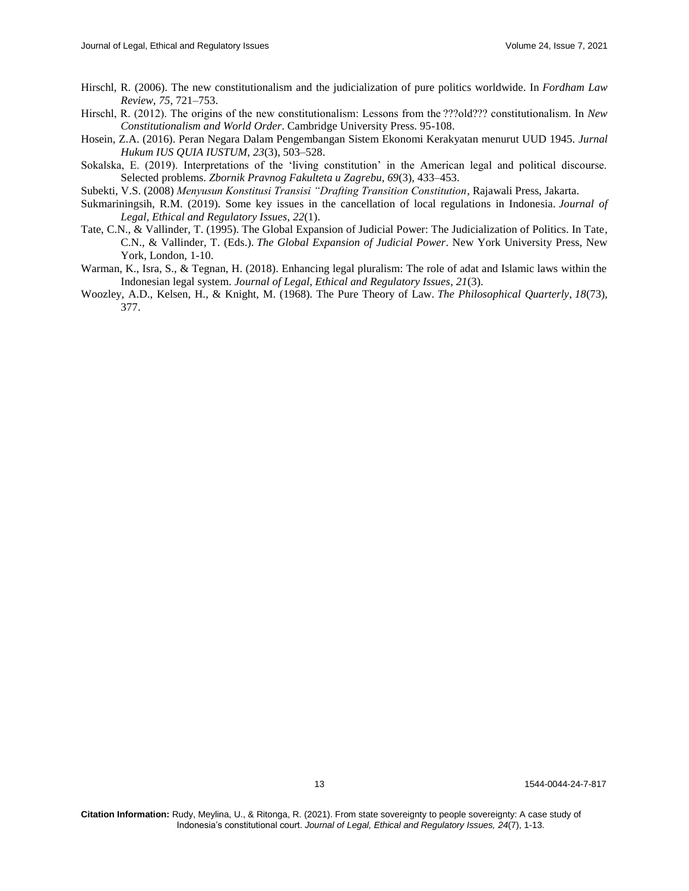Hirschl, R. (2006). The new constitutionalism and the judicialization of pure politics worldwide. In *Fordham Law Review*, *75*, 721–753.

Hirschl, R. (2012). The origins of the new constitutionalism: Lessons from the ???old??? constitutionalism. In *New Constitutionalism and World Order*. Cambridge University Press. 95-108.

Hosein, Z.A. (2016). Peran Negara Dalam Pengembangan Sistem Ekonomi Kerakyatan menurut UUD 1945. *Jurnal Hukum IUS QUIA IUSTUM*, *23*(3), 503–528.

Sokalska, E. (2019). Interpretations of the 'living constitution' in the American legal and political discourse. Selected problems. *Zbornik Pravnog Fakulteta u Zagrebu*, *69*(3), 433–453.

Subekti, V.S. (2008) *Menyusun Konstitusi Transisi "Drafting Transition Constitution*, Rajawali Press, Jakarta.

Sukmariningsih, R.M. (2019). Some key issues in the cancellation of local regulations in Indonesia. *Journal of Legal, Ethical and Regulatory Issues*, *22*(1).

Tate, C.N., & Vallinder, T. (1995). The Global Expansion of Judicial Power: The Judicialization of Politics. In Tate, C.N., & Vallinder, T. (Eds.). *The Global Expansion of Judicial Power*. New York University Press, New York, London, 1-10.

Warman, K., Isra, S., & Tegnan, H. (2018). Enhancing legal pluralism: The role of adat and Islamic laws within the Indonesian legal system. *Journal of Legal, Ethical and Regulatory Issues*, *21*(3).

Woozley, A.D., Kelsen, H., & Knight, M. (1968). The Pure Theory of Law. *The Philosophical Quarterly*, *18*(73), 377.